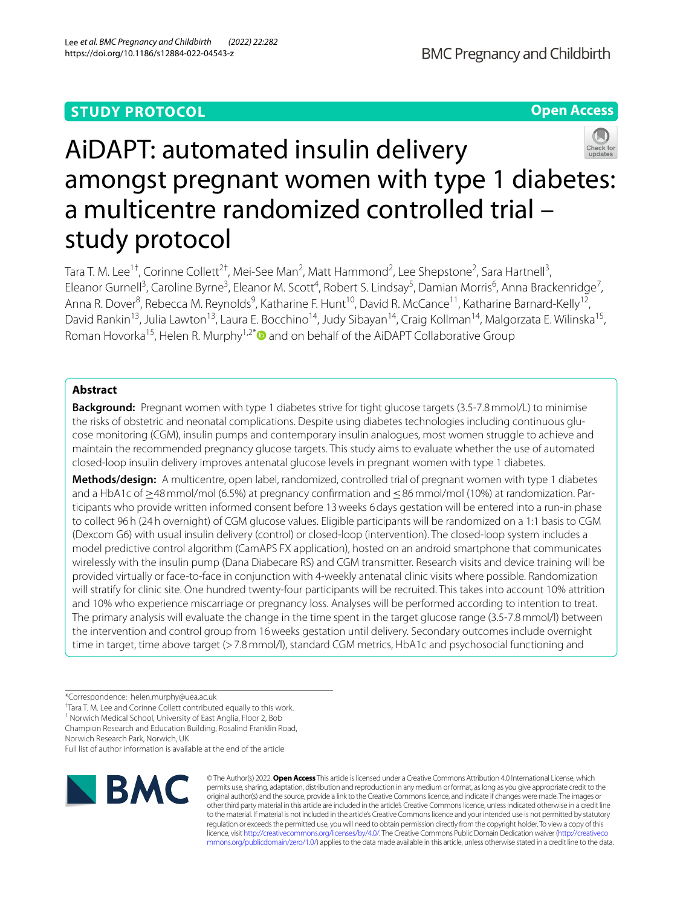STUDY PROTOCOL

Open Access

# AiDAPT: automated insulin delivery amongst pregnant women with type 1 diabetes: a multicentre randomized controlled trial – study protocol

Tara T. M. Lee[1†], Corinne Collett[2†], Mei-See Man[2], Matt Hammond[2], Lee Shepstone[2], Sara Hartnell[3], Eleanor Gurnell[3], Caroline Byrne[3], Eleanor M. Scott[4], Robert S. Lindsay[5], Damian Morris[6], Anna Brackenridge[7], Anna R. Dover[8], Rebecca M. Reynolds[9], Katharine F. Hunt[10], David R. McCance[11], Katharine Barnard-Kelly[12], David Rankin[13], Julia Lawton[13], Laura E. Bocchino[14], Judy Sibayan[14], Craig Kollman[14], Malgorzata E. Wilinska[15], Roman Hovorka[15], Helen R. Murphy[1,2*] and on behalf of the AiDAPT Collaborative Group

## Abstract

**Background:** Pregnant women with type 1 diabetes strive for tight glucose targets (3.5-7.8 mmol/L) to minimise the risks of obstetric and neonatal complications. Despite using diabetes technologies including continuous glucose monitoring (CGM), insulin pumps and contemporary insulin analogues, most women struggle to achieve and maintain the recommended pregnancy glucose targets. This study aims to evaluate whether the use of automated closed-loop insulin delivery improves antenatal glucose levels in pregnant women with type 1 diabetes.

**Methods/design:** A multicentre, open label, randomized, controlled trial of pregnant women with type 1 diabetes and a HbA1c of ≥48 mmol/mol (6.5%) at pregnancy confirmation and ≤86 mmol/mol (10%) at randomization. Participants who provide written informed consent before 13 weeks 6 days gestation will be entered into a run-in phase to collect 96 h (24 h overnight) of CGM glucose values. Eligible participants will be randomized on a 1:1 basis to CGM (Dexcom G6) with usual insulin delivery (control) or closed-loop (intervention). The closed-loop system includes a model predictive control algorithm (CamAPS FX application), hosted on an android smartphone that communicates wirelessly with the insulin pump (Dana Diabecare RS) and CGM transmitter. Research visits and device training will be provided virtually or face-to-face in conjunction with 4-weekly antenatal clinic visits where possible. Randomization will stratify for clinic site. One hundred twenty-four participants will be recruited. This takes into account 10% attrition and 10% who experience miscarriage or pregnancy loss. Analyses will be performed according to intention to treat. The primary analysis will evaluate the change in the time spent in the target glucose range (3.5-7.8 mmol/l) between the intervention and control group from 16 weeks gestation until delivery. Secondary outcomes include overnight time in target, time above target (> 7.8 mmol/l), standard CGM metrics, HbA1c and psychosocial functioning and

*Correspondence: helen.murphy@uea.ac.uk

†Tara T. M. Lee and Corinne Collett contributed equally to this work.

[1] Norwich Medical School, University of East Anglia, Floor 2, Bob Champion Research and Education Building, Rosalind Franklin Road, Norwich Research Park, Norwich, UK

Full list of author information is available at the end of the article

© The Author(s) 2022. **Open Access** This article is licensed under a Creative Commons Attribution 4.0 International License, which permits use, sharing, adaptation, distribution and reproduction in any medium or format, as long as you give appropriate credit to the original author(s) and the source, provide a link to the Creative Commons licence, and indicate if changes were made. The images or other third party material in this article are included in the article's Creative Commons licence, unless indicated otherwise in a credit line to the material. If material is not included in the article's Creative Commons licence and your intended use is not permitted by statutory regulation or exceeds the permitted use, you will need to obtain permission directly from the copyright holder. To view a copy of this licence, visit http://creativecommons.org/licenses/by/4.0/. The Creative Commons Public Domain Dedication waiver (http://creativecommons.org/publicdomain/zero/1.0/) applies to the data made available in this article, unless otherwise stated in a credit line to the data.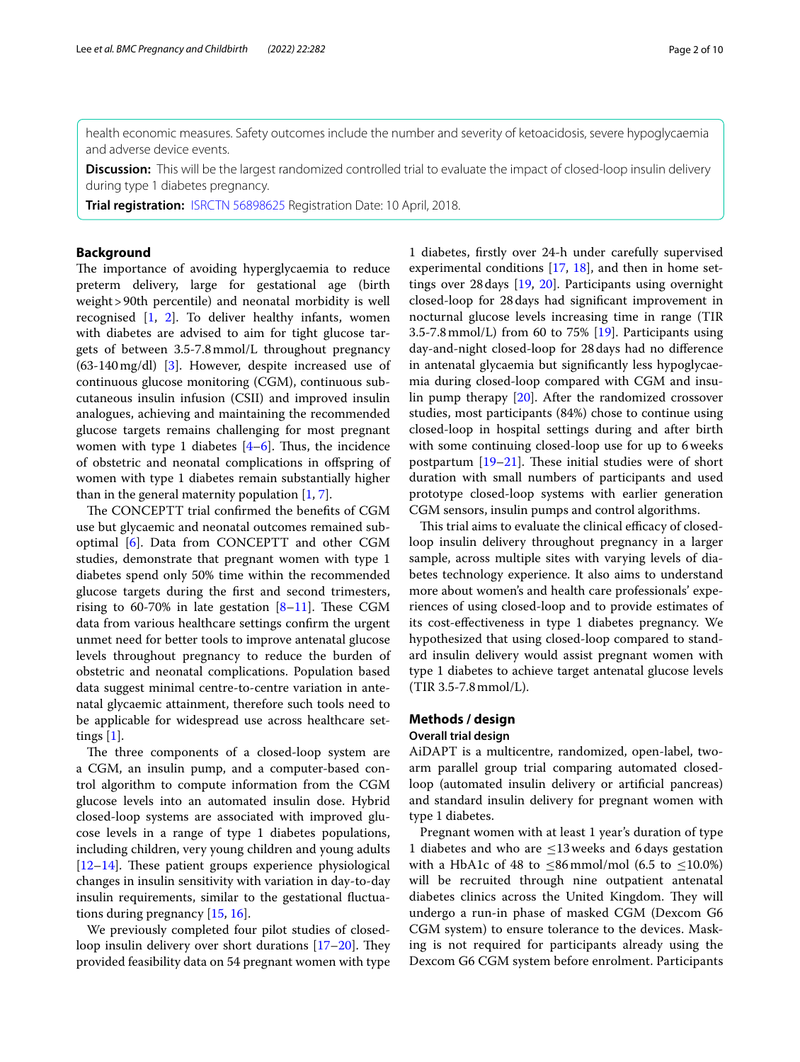health economic measures. Safety outcomes include the number and severity of ketoacidosis, severe hypoglycaemia and adverse device events.

**Discussion:** This will be the largest randomized controlled trial to evaluate the impact of closed-loop insulin delivery during type 1 diabetes pregnancy.

**Trial registration:** ISRCTN 56898625 Registration Date: 10 April, 2018.

## Background

The importance of avoiding hyperglycaemia to reduce preterm delivery, large for gestational age (birth weight > 90th percentile) and neonatal morbidity is well recognised [1, 2]. To deliver healthy infants, women with diabetes are advised to aim for tight glucose targets of between 3.5-7.8 mmol/L throughout pregnancy (63-140 mg/dl) [3]. However, despite increased use of continuous glucose monitoring (CGM), continuous subcutaneous insulin infusion (CSII) and improved insulin analogues, achieving and maintaining the recommended glucose targets remains challenging for most pregnant women with type 1 diabetes [4–6]. Thus, the incidence of obstetric and neonatal complications in offspring of women with type 1 diabetes remain substantially higher than in the general maternity population [1, 7].

The CONCEPTT trial confirmed the benefits of CGM use but glycaemic and neonatal outcomes remained suboptimal [6]. Data from CONCEPTT and other CGM studies, demonstrate that pregnant women with type 1 diabetes spend only 50% time within the recommended glucose targets during the first and second trimesters, rising to 60-70% in late gestation [8–11]. These CGM data from various healthcare settings confirm the urgent unmet need for better tools to improve antenatal glucose levels throughout pregnancy to reduce the burden of obstetric and neonatal complications. Population based data suggest minimal centre-to-centre variation in antenatal glycaemic attainment, therefore such tools need to be applicable for widespread use across healthcare settings [1].

The three components of a closed-loop system are a CGM, an insulin pump, and a computer-based control algorithm to compute information from the CGM glucose levels into an automated insulin dose. Hybrid closed-loop systems are associated with improved glucose levels in a range of type 1 diabetes populations, including children, very young children and young adults [12–14]. These patient groups experience physiological changes in insulin sensitivity with variation in day-to-day insulin requirements, similar to the gestational fluctuations during pregnancy [15, 16].

We previously completed four pilot studies of closed-loop insulin delivery over short durations [17–20]. They provided feasibility data on 54 pregnant women with type 1 diabetes, firstly over 24-h under carefully supervised experimental conditions [17, 18], and then in home settings over 28 days [19, 20]. Participants using overnight closed-loop for 28 days had significant improvement in nocturnal glucose levels increasing time in range (TIR 3.5-7.8 mmol/L) from 60 to 75% [19]. Participants using day-and-night closed-loop for 28 days had no difference in antenatal glycaemia but significantly less hypoglycaemia during closed-loop compared with CGM and insulin pump therapy [20]. After the randomized crossover studies, most participants (84%) chose to continue using closed-loop in hospital settings during and after birth with some continuing closed-loop use for up to 6 weeks postpartum [19–21]. These initial studies were of short duration with small numbers of participants and used prototype closed-loop systems with earlier generation CGM sensors, insulin pumps and control algorithms.

This trial aims to evaluate the clinical efficacy of closed-loop insulin delivery throughout pregnancy in a larger sample, across multiple sites with varying levels of diabetes technology experience. It also aims to understand more about women's and health care professionals' experiences of using closed-loop and to provide estimates of its cost-effectiveness in type 1 diabetes pregnancy. We hypothesized that using closed-loop compared to standard insulin delivery would assist pregnant women with type 1 diabetes to achieve target antenatal glucose levels (TIR 3.5-7.8 mmol/L).

## Methods / design

### Overall trial design

AiDAPT is a multicentre, randomized, open-label, two-arm parallel group trial comparing automated closed-loop (automated insulin delivery or artificial pancreas) and standard insulin delivery for pregnant women with type 1 diabetes.

Pregnant women with at least 1 year's duration of type 1 diabetes and who are ≤13 weeks and 6 days gestation with a HbA1c of 48 to ≤86 mmol/mol (6.5 to ≤10.0%) will be recruited through nine outpatient antenatal diabetes clinics across the United Kingdom. They will undergo a run-in phase of masked CGM (Dexcom G6 CGM system) to ensure tolerance to the devices. Masking is not required for participants already using the Dexcom G6 CGM system before enrolment. Participants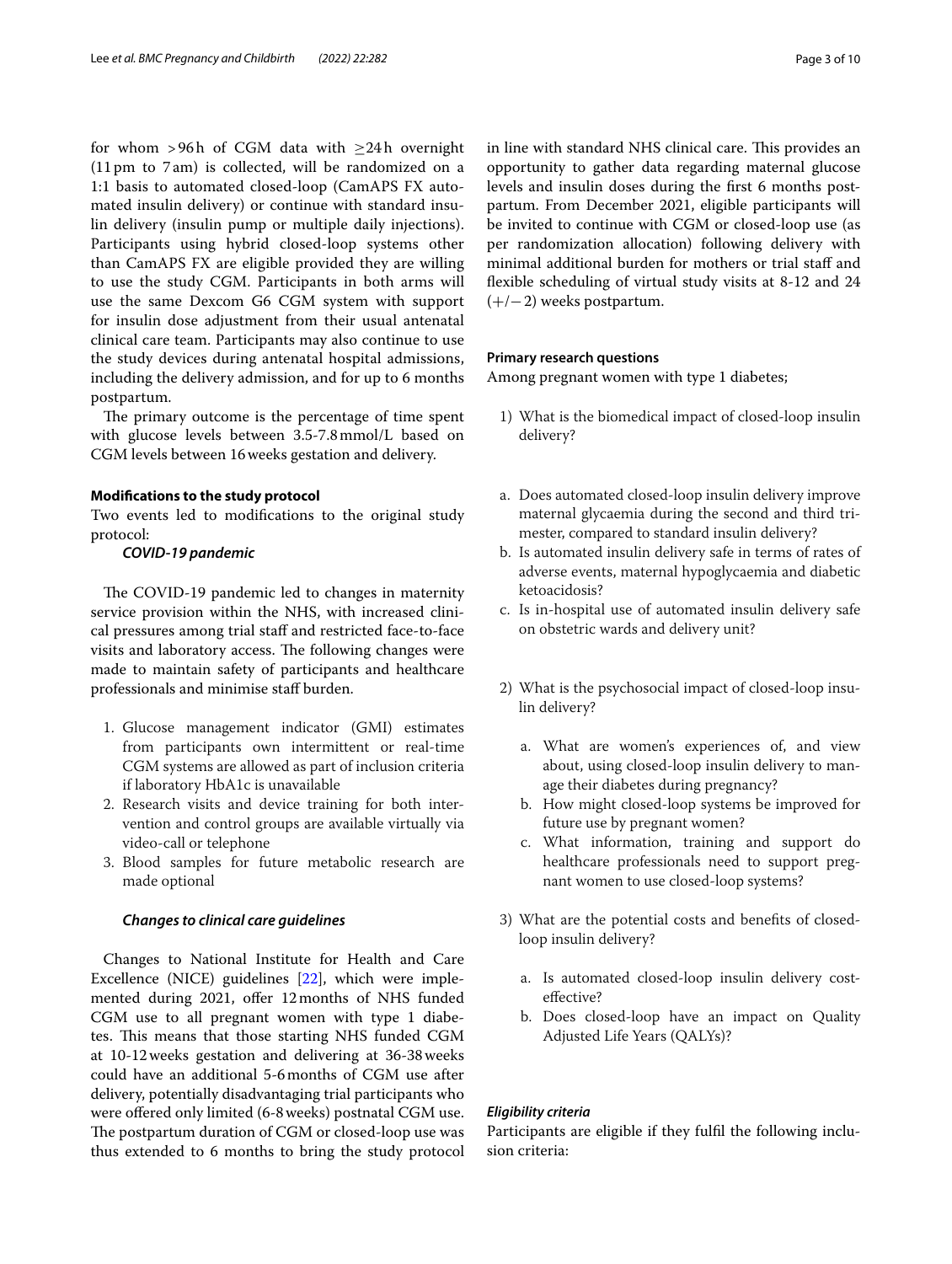for whom >96 h of CGM data with ≥24 h overnight (11 pm to 7 am) is collected, will be randomized on a 1:1 basis to automated closed-loop (CamAPS FX automated insulin delivery) or continue with standard insulin delivery (insulin pump or multiple daily injections). Participants using hybrid closed-loop systems other than CamAPS FX are eligible provided they are willing to use the study CGM. Participants in both arms will use the same Dexcom G6 CGM system with support for insulin dose adjustment from their usual antenatal clinical care team. Participants may also continue to use the study devices during antenatal hospital admissions, including the delivery admission, and for up to 6 months postpartum.

The primary outcome is the percentage of time spent with glucose levels between 3.5-7.8 mmol/L based on CGM levels between 16 weeks gestation and delivery.

#### Modifications to the study protocol

Two events led to modifications to the original study protocol:

***COVID-19 pandemic***

The COVID-19 pandemic led to changes in maternity service provision within the NHS, with increased clinical pressures among trial staff and restricted face-to-face visits and laboratory access. The following changes were made to maintain safety of participants and healthcare professionals and minimise staff burden.

1. Glucose management indicator (GMI) estimates from participants own intermittent or real-time CGM systems are allowed as part of inclusion criteria if laboratory HbA1c is unavailable
2. Research visits and device training for both intervention and control groups are available virtually via video-call or telephone
3. Blood samples for future metabolic research are made optional

***Changes to clinical care guidelines***

Changes to National Institute for Health and Care Excellence (NICE) guidelines [22], which were implemented during 2021, offer 12 months of NHS funded CGM use to all pregnant women with type 1 diabetes. This means that those starting NHS funded CGM at 10-12 weeks gestation and delivering at 36-38 weeks could have an additional 5-6 months of CGM use after delivery, potentially disadvantaging trial participants who were offered only limited (6-8 weeks) postnatal CGM use. The postpartum duration of CGM or closed-loop use was thus extended to 6 months to bring the study protocol in line with standard NHS clinical care. This provides an opportunity to gather data regarding maternal glucose levels and insulin doses during the first 6 months postpartum. From December 2021, eligible participants will be invited to continue with CGM or closed-loop use (as per randomization allocation) following delivery with minimal additional burden for mothers or trial staff and flexible scheduling of virtual study visits at 8-12 and 24 (+/−2) weeks postpartum.

#### Primary research questions

Among pregnant women with type 1 diabetes;

1) What is the biomedical impact of closed-loop insulin delivery?

   a. Does automated closed-loop insulin delivery improve maternal glycaemia during the second and third trimester, compared to standard insulin delivery?
   b. Is automated insulin delivery safe in terms of rates of adverse events, maternal hypoglycaemia and diabetic ketoacidosis?
   c. Is in-hospital use of automated insulin delivery safe on obstetric wards and delivery unit?

2) What is the psychosocial impact of closed-loop insulin delivery?

   a. What are women's experiences of, and view about, using closed-loop insulin delivery to manage their diabetes during pregnancy?
   b. How might closed-loop systems be improved for future use by pregnant women?
   c. What information, training and support do healthcare professionals need to support pregnant women to use closed-loop systems?

3) What are the potential costs and benefits of closed-loop insulin delivery?

   a. Is automated closed-loop insulin delivery cost-effective?
   b. Does closed-loop have an impact on Quality Adjusted Life Years (QALYs)?

#### *Eligibility criteria*

Participants are eligible if they fulfil the following inclusion criteria: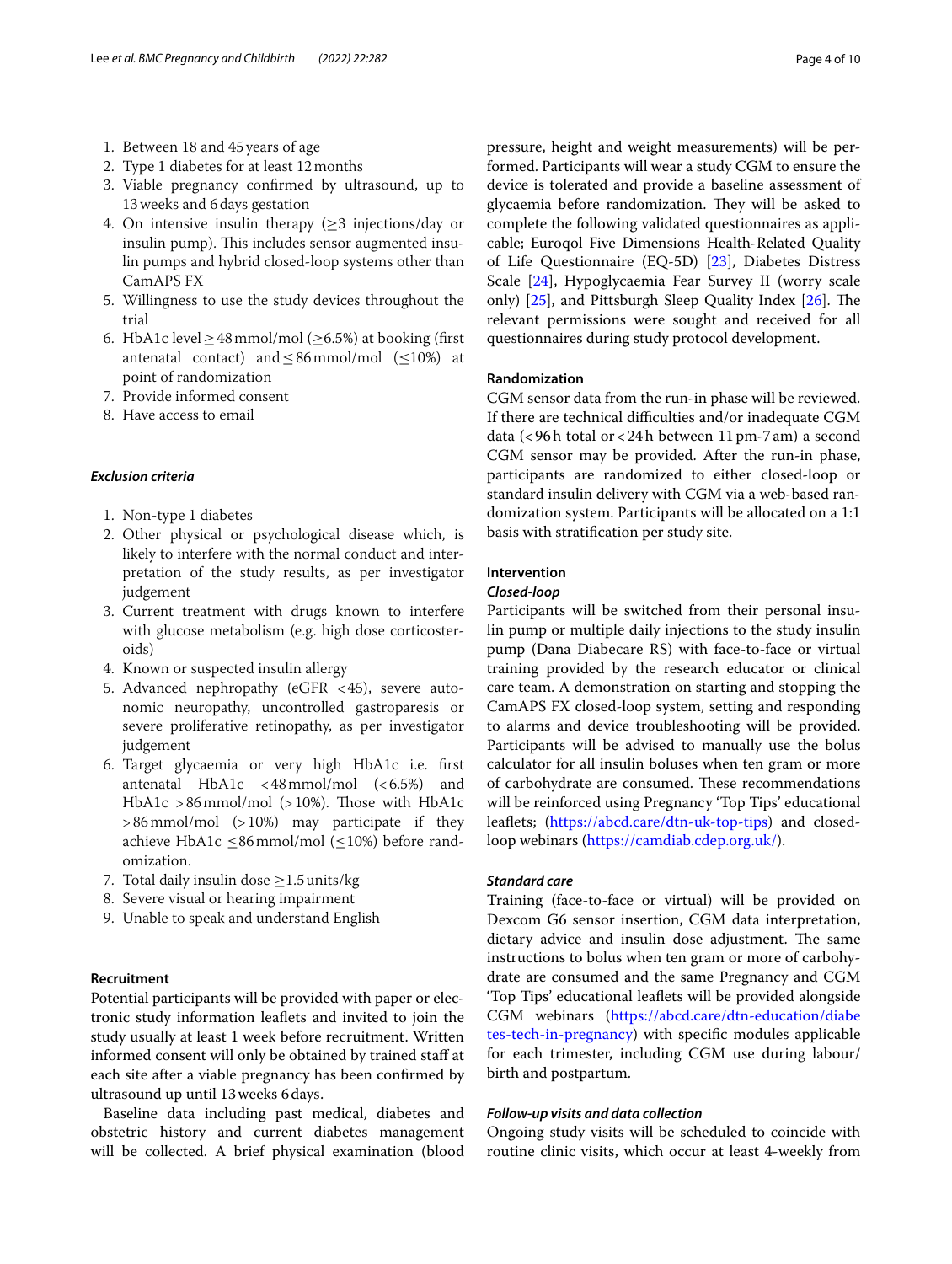1. Between 18 and 45 years of age
2. Type 1 diabetes for at least 12 months
3. Viable pregnancy confirmed by ultrasound, up to 13 weeks and 6 days gestation
4. On intensive insulin therapy (≥3 injections/day or insulin pump). This includes sensor augmented insulin pumps and hybrid closed-loop systems other than CamAPS FX
5. Willingness to use the study devices throughout the trial
6. HbA1c level ≥ 48 mmol/mol (≥6.5%) at booking (first antenatal contact) and ≤ 86 mmol/mol (≤10%) at point of randomization
7. Provide informed consent
8. Have access to email

#### *Exclusion criteria*

1. Non-type 1 diabetes
2. Other physical or psychological disease which, is likely to interfere with the normal conduct and interpretation of the study results, as per investigator judgement
3. Current treatment with drugs known to interfere with glucose metabolism (e.g. high dose corticosteroids)
4. Known or suspected insulin allergy
5. Advanced nephropathy (eGFR <45), severe autonomic neuropathy, uncontrolled gastroparesis or severe proliferative retinopathy, as per investigator judgement
6. Target glycaemia or very high HbA1c i.e. first antenatal HbA1c <48 mmol/mol (<6.5%) and HbA1c >86 mmol/mol (>10%). Those with HbA1c >86 mmol/mol (>10%) may participate if they achieve HbA1c ≤86 mmol/mol (≤10%) before randomization.
7. Total daily insulin dose ≥1.5 units/kg
8. Severe visual or hearing impairment
9. Unable to speak and understand English

### Recruitment

Potential participants will be provided with paper or electronic study information leaflets and invited to join the study usually at least 1 week before recruitment. Written informed consent will only be obtained by trained staff at each site after a viable pregnancy has been confirmed by ultrasound up until 13 weeks 6 days.

Baseline data including past medical, diabetes and obstetric history and current diabetes management will be collected. A brief physical examination (blood pressure, height and weight measurements) will be performed. Participants will wear a study CGM to ensure the device is tolerated and provide a baseline assessment of glycaemia before randomization. They will be asked to complete the following validated questionnaires as applicable; Euroqol Five Dimensions Health-Related Quality of Life Questionnaire (EQ-5D) [23], Diabetes Distress Scale [24], Hypoglycaemia Fear Survey II (worry scale only) [25], and Pittsburgh Sleep Quality Index [26]. The relevant permissions were sought and received for all questionnaires during study protocol development.

### Randomization

CGM sensor data from the run-in phase will be reviewed. If there are technical difficulties and/or inadequate CGM data (< 96 h total or < 24 h between 11 pm-7 am) a second CGM sensor may be provided. After the run-in phase, participants are randomized to either closed-loop or standard insulin delivery with CGM via a web-based randomization system. Participants will be allocated on a 1:1 basis with stratification per study site.

### Intervention

#### *Closed-loop*

Participants will be switched from their personal insulin pump or multiple daily injections to the study insulin pump (Dana Diabecare RS) with face-to-face or virtual training provided by the research educator or clinical care team. A demonstration on starting and stopping the CamAPS FX closed-loop system, setting and responding to alarms and device troubleshooting will be provided. Participants will be advised to manually use the bolus calculator for all insulin boluses when ten gram or more of carbohydrate are consumed. These recommendations will be reinforced using Pregnancy 'Top Tips' educational leaflets; (https://abcd.care/dtn-uk-top-tips) and closed-loop webinars (https://camdiab.cdep.org.uk/).

#### *Standard care*

Training (face-to-face or virtual) will be provided on Dexcom G6 sensor insertion, CGM data interpretation, dietary advice and insulin dose adjustment. The same instructions to bolus when ten gram or more of carbohydrate are consumed and the same Pregnancy and CGM 'Top Tips' educational leaflets will be provided alongside CGM webinars (https://abcd.care/dtn-education/diabetes-tech-in-pregnancy) with specific modules applicable for each trimester, including CGM use during labour/birth and postpartum.

#### *Follow-up visits and data collection*

Ongoing study visits will be scheduled to coincide with routine clinic visits, which occur at least 4-weekly from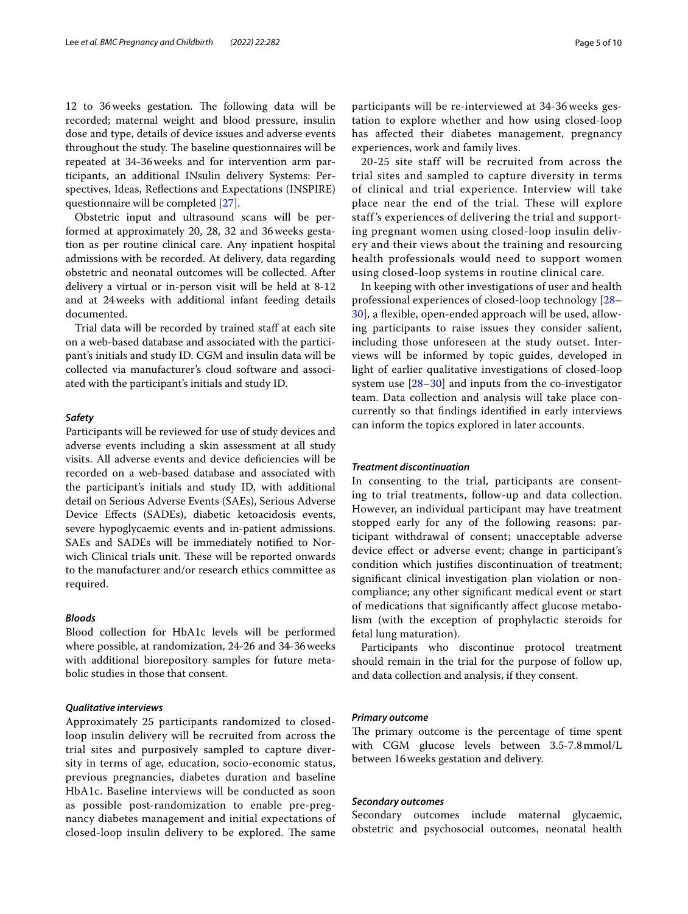12 to 36 weeks gestation. The following data will be recorded; maternal weight and blood pressure, insulin dose and type, details of device issues and adverse events throughout the study. The baseline questionnaires will be repeated at 34-36 weeks and for intervention arm participants, an additional INsulin delivery Systems: Perspectives, Ideas, Reflections and Expectations (INSPIRE) questionnaire will be completed [27].

Obstetric input and ultrasound scans will be performed at approximately 20, 28, 32 and 36 weeks gestation as per routine clinical care. Any inpatient hospital admissions with be recorded. At delivery, data regarding obstetric and neonatal outcomes will be collected. After delivery a virtual or in-person visit will be held at 8-12 and at 24 weeks with additional infant feeding details documented.

Trial data will be recorded by trained staff at each site on a web-based database and associated with the participant's initials and study ID. CGM and insulin data will be collected via manufacturer's cloud software and associated with the participant's initials and study ID.

### *Safety*

Participants will be reviewed for use of study devices and adverse events including a skin assessment at all study visits. All adverse events and device deficiencies will be recorded on a web-based database and associated with the participant's initials and study ID, with additional detail on Serious Adverse Events (SAEs), Serious Adverse Device Effects (SADEs), diabetic ketoacidosis events, severe hypoglycaemic events and in-patient admissions. SAEs and SADEs will be immediately notified to Norwich Clinical trials unit. These will be reported onwards to the manufacturer and/or research ethics committee as required.

### *Bloods*

Blood collection for HbA1c levels will be performed where possible, at randomization, 24-26 and 34-36 weeks with additional biorepository samples for future metabolic studies in those that consent.

### *Qualitative interviews*

Approximately 25 participants randomized to closed-loop insulin delivery will be recruited from across the trial sites and purposively sampled to capture diversity in terms of age, education, socio-economic status, previous pregnancies, diabetes duration and baseline HbA1c. Baseline interviews will be conducted as soon as possible post-randomization to enable pre-pregnancy diabetes management and initial expectations of closed-loop insulin delivery to be explored. The same participants will be re-interviewed at 34-36 weeks gestation to explore whether and how using closed-loop has affected their diabetes management, pregnancy experiences, work and family lives.

20-25 site staff will be recruited from across the trial sites and sampled to capture diversity in terms of clinical and trial experience. Interview will take place near the end of the trial. These will explore staff's experiences of delivering the trial and supporting pregnant women using closed-loop insulin delivery and their views about the training and resourcing health professionals would need to support women using closed-loop systems in routine clinical care.

In keeping with other investigations of user and health professional experiences of closed-loop technology [28–30], a flexible, open-ended approach will be used, allowing participants to raise issues they consider salient, including those unforeseen at the study outset. Interviews will be informed by topic guides, developed in light of earlier qualitative investigations of closed-loop system use [28–30] and inputs from the co-investigator team. Data collection and analysis will take place concurrently so that findings identified in early interviews can inform the topics explored in later accounts.

### *Treatment discontinuation*

In consenting to the trial, participants are consenting to trial treatments, follow-up and data collection. However, an individual participant may have treatment stopped early for any of the following reasons: participant withdrawal of consent; unacceptable adverse device effect or adverse event; change in participant's condition which justifies discontinuation of treatment; significant clinical investigation plan violation or non-compliance; any other significant medical event or start of medications that significantly affect glucose metabolism (with the exception of prophylactic steroids for fetal lung maturation).

Participants who discontinue protocol treatment should remain in the trial for the purpose of follow up, and data collection and analysis, if they consent.

### *Primary outcome*

The primary outcome is the percentage of time spent with CGM glucose levels between 3.5-7.8 mmol/L between 16 weeks gestation and delivery.

### *Secondary outcomes*

Secondary outcomes include maternal glycaemic, obstetric and psychosocial outcomes, neonatal health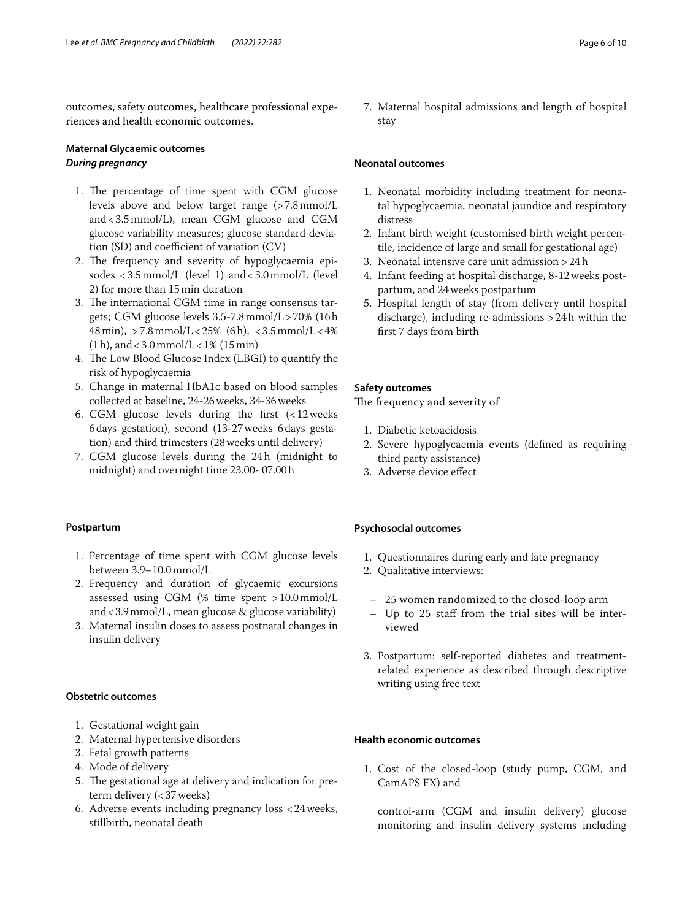outcomes, safety outcomes, healthcare professional experiences and health economic outcomes.

### Maternal Glycaemic outcomes

***During pregnancy***

1. The percentage of time spent with CGM glucose levels above and below target range (>7.8 mmol/L and < 3.5 mmol/L), mean CGM glucose and CGM glucose variability measures; glucose standard deviation (SD) and coefficient of variation (CV)
2. The frequency and severity of hypoglycaemia episodes < 3.5 mmol/L (level 1) and < 3.0 mmol/L (level 2) for more than 15 min duration
3. The international CGM time in range consensus targets; CGM glucose levels 3.5-7.8 mmol/L > 70% (16 h 48 min), > 7.8 mmol/L < 25% (6 h), < 3.5 mmol/L < 4% (1 h), and < 3.0 mmol/L < 1% (15 min)
4. The Low Blood Glucose Index (LBGI) to quantify the risk of hypoglycaemia
5. Change in maternal HbA1c based on blood samples collected at baseline, 24-26 weeks, 34-36 weeks
6. CGM glucose levels during the first (< 12 weeks 6 days gestation), second (13-27 weeks 6 days gestation) and third trimesters (28 weeks until delivery)
7. CGM glucose levels during the 24 h (midnight to midnight) and overnight time 23.00- 07.00 h

### Postpartum

1. Percentage of time spent with CGM glucose levels between 3.9–10.0 mmol/L
2. Frequency and duration of glycaemic excursions assessed using CGM (% time spent > 10.0 mmol/L and < 3.9 mmol/L, mean glucose & glucose variability)
3. Maternal insulin doses to assess postnatal changes in insulin delivery

### Obstetric outcomes

1. Gestational weight gain
2. Maternal hypertensive disorders
3. Fetal growth patterns
4. Mode of delivery
5. The gestational age at delivery and indication for preterm delivery (< 37 weeks)
6. Adverse events including pregnancy loss < 24 weeks, stillbirth, neonatal death
7. Maternal hospital admissions and length of hospital stay

### Neonatal outcomes

1. Neonatal morbidity including treatment for neonatal hypoglycaemia, neonatal jaundice and respiratory distress
2. Infant birth weight (customised birth weight percentile, incidence of large and small for gestational age)
3. Neonatal intensive care unit admission > 24 h
4. Infant feeding at hospital discharge, 8-12 weeks postpartum, and 24 weeks postpartum
5. Hospital length of stay (from delivery until hospital discharge), including re-admissions > 24 h within the first 7 days from birth

### Safety outcomes

The frequency and severity of

1. Diabetic ketoacidosis
2. Severe hypoglycaemia events (defined as requiring third party assistance)
3. Adverse device effect

### Psychosocial outcomes

1. Questionnaires during early and late pregnancy
2. Qualitative interviews:
   - 25 women randomized to the closed-loop arm
   - Up to 25 staff from the trial sites will be interviewed
3. Postpartum: self-reported diabetes and treatment-related experience as described through descriptive writing using free text

### Health economic outcomes

1. Cost of the closed-loop (study pump, CGM, and CamAPS FX) and

   control-arm (CGM and insulin delivery) glucose monitoring and insulin delivery systems including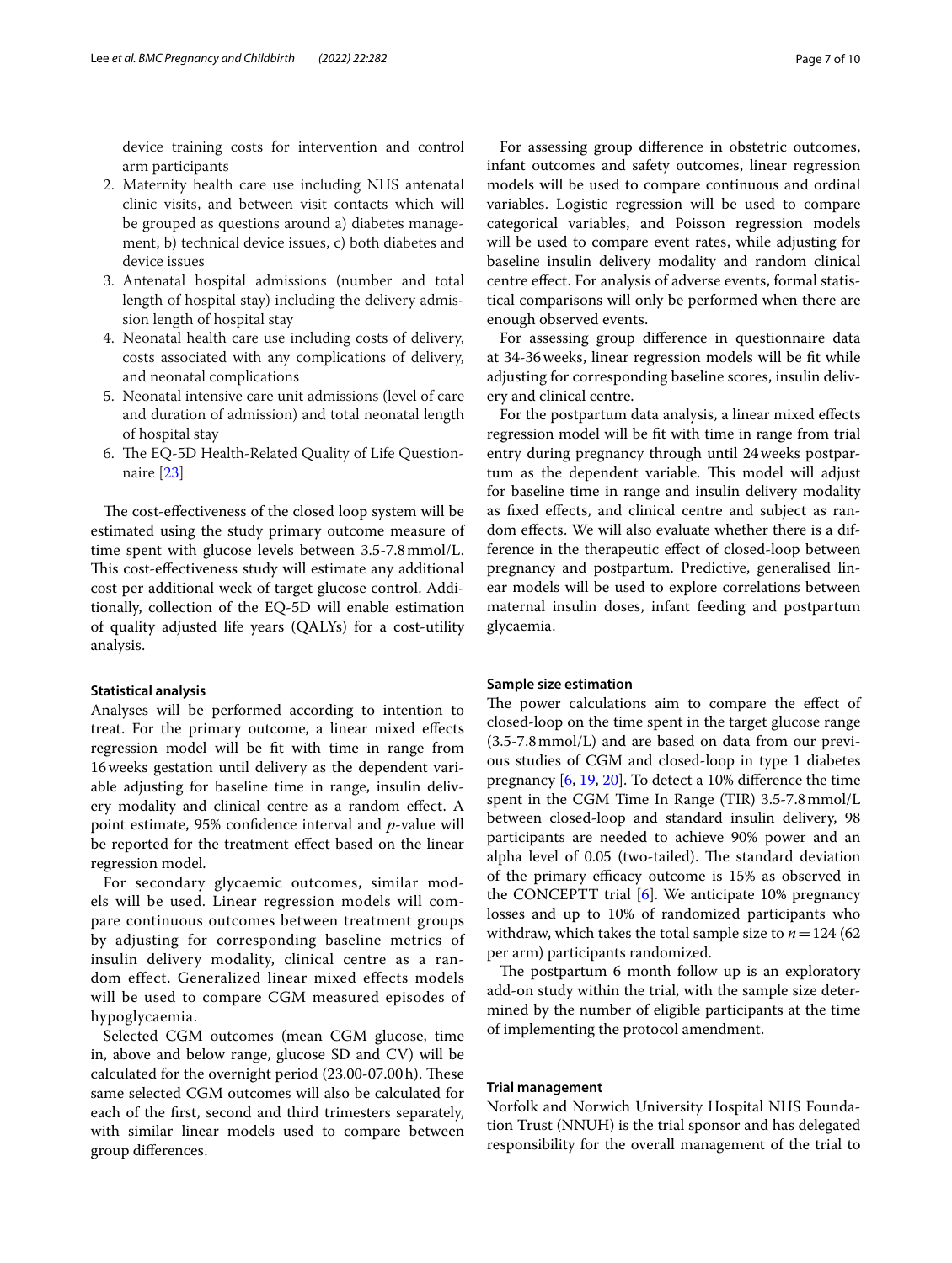device training costs for intervention and control arm participants

2. Maternity health care use including NHS antenatal clinic visits, and between visit contacts which will be grouped as questions around a) diabetes management, b) technical device issues, c) both diabetes and device issues
3. Antenatal hospital admissions (number and total length of hospital stay) including the delivery admission length of hospital stay
4. Neonatal health care use including costs of delivery, costs associated with any complications of delivery, and neonatal complications
5. Neonatal intensive care unit admissions (level of care and duration of admission) and total neonatal length of hospital stay
6. The EQ-5D Health-Related Quality of Life Questionnaire [23]

The cost-effectiveness of the closed loop system will be estimated using the study primary outcome measure of time spent with glucose levels between 3.5-7.8 mmol/L. This cost-effectiveness study will estimate any additional cost per additional week of target glucose control. Additionally, collection of the EQ-5D will enable estimation of quality adjusted life years (QALYs) for a cost-utility analysis.

#### Statistical analysis

Analyses will be performed according to intention to treat. For the primary outcome, a linear mixed effects regression model will be fit with time in range from 16 weeks gestation until delivery as the dependent variable adjusting for baseline time in range, insulin delivery modality and clinical centre as a random effect. A point estimate, 95% confidence interval and *p*-value will be reported for the treatment effect based on the linear regression model.

For secondary glycaemic outcomes, similar models will be used. Linear regression models will compare continuous outcomes between treatment groups by adjusting for corresponding baseline metrics of insulin delivery modality, clinical centre as a random effect. Generalized linear mixed effects models will be used to compare CGM measured episodes of hypoglycaemia.

Selected CGM outcomes (mean CGM glucose, time in, above and below range, glucose SD and CV) will be calculated for the overnight period (23.00-07.00 h). These same selected CGM outcomes will also be calculated for each of the first, second and third trimesters separately, with similar linear models used to compare between group differences.

For assessing group difference in obstetric outcomes, infant outcomes and safety outcomes, linear regression models will be used to compare continuous and ordinal variables. Logistic regression will be used to compare categorical variables, and Poisson regression models will be used to compare event rates, while adjusting for baseline insulin delivery modality and random clinical centre effect. For analysis of adverse events, formal statistical comparisons will only be performed when there are enough observed events.

For assessing group difference in questionnaire data at 34-36 weeks, linear regression models will be fit while adjusting for corresponding baseline scores, insulin delivery and clinical centre.

For the postpartum data analysis, a linear mixed effects regression model will be fit with time in range from trial entry during pregnancy through until 24 weeks postpartum as the dependent variable. This model will adjust for baseline time in range and insulin delivery modality as fixed effects, and clinical centre and subject as random effects. We will also evaluate whether there is a difference in the therapeutic effect of closed-loop between pregnancy and postpartum. Predictive, generalised linear models will be used to explore correlations between maternal insulin doses, infant feeding and postpartum glycaemia.

#### Sample size estimation

The power calculations aim to compare the effect of closed-loop on the time spent in the target glucose range (3.5-7.8 mmol/L) and are based on data from our previous studies of CGM and closed-loop in type 1 diabetes pregnancy [6, 19, 20]. To detect a 10% difference the time spent in the CGM Time In Range (TIR) 3.5-7.8 mmol/L between closed-loop and standard insulin delivery, 98 participants are needed to achieve 90% power and an alpha level of 0.05 (two-tailed). The standard deviation of the primary efficacy outcome is 15% as observed in the CONCEPTT trial [6]. We anticipate 10% pregnancy losses and up to 10% of randomized participants who withdraw, which takes the total sample size to $n = 124$ (62 per arm) participants randomized.

The postpartum 6 month follow up is an exploratory add-on study within the trial, with the sample size determined by the number of eligible participants at the time of implementing the protocol amendment.

#### Trial management

Norfolk and Norwich University Hospital NHS Foundation Trust (NNUH) is the trial sponsor and has delegated responsibility for the overall management of the trial to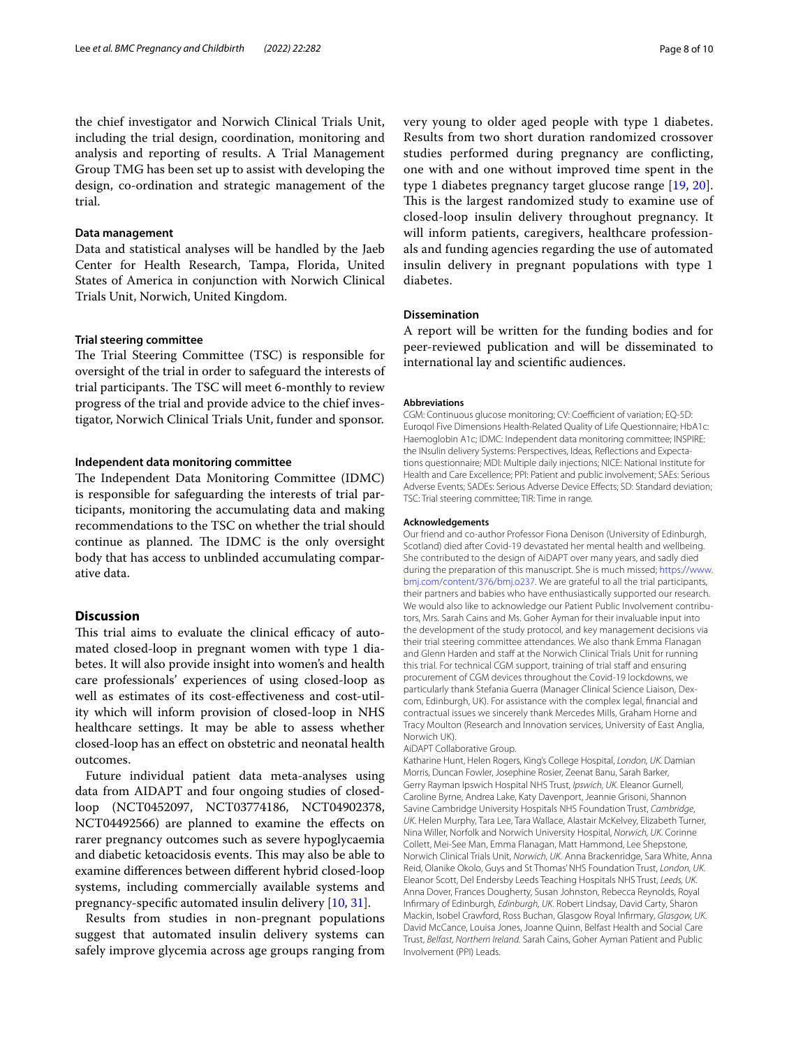the chief investigator and Norwich Clinical Trials Unit, including the trial design, coordination, monitoring and analysis and reporting of results. A Trial Management Group TMG has been set up to assist with developing the design, co-ordination and strategic management of the trial.

### Data management

Data and statistical analyses will be handled by the Jaeb Center for Health Research, Tampa, Florida, United States of America in conjunction with Norwich Clinical Trials Unit, Norwich, United Kingdom.

### Trial steering committee

The Trial Steering Committee (TSC) is responsible for oversight of the trial in order to safeguard the interests of trial participants. The TSC will meet 6-monthly to review progress of the trial and provide advice to the chief investigator, Norwich Clinical Trials Unit, funder and sponsor.

### Independent data monitoring committee

The Independent Data Monitoring Committee (IDMC) is responsible for safeguarding the interests of trial participants, monitoring the accumulating data and making recommendations to the TSC on whether the trial should continue as planned. The IDMC is the only oversight body that has access to unblinded accumulating comparative data.

## Discussion

This trial aims to evaluate the clinical efficacy of automated closed-loop in pregnant women with type 1 diabetes. It will also provide insight into women's and health care professionals' experiences of using closed-loop as well as estimates of its cost-effectiveness and cost-utility which will inform provision of closed-loop in NHS healthcare settings. It may be able to assess whether closed-loop has an effect on obstetric and neonatal health outcomes.

Future individual patient data meta-analyses using data from AIDAPT and four ongoing studies of closed-loop (NCT0452097, NCT03774186, NCT04902378, NCT04492566) are planned to examine the effects on rarer pregnancy outcomes such as severe hypoglycaemia and diabetic ketoacidosis events. This may also be able to examine differences between different hybrid closed-loop systems, including commercially available systems and pregnancy-specific automated insulin delivery [10, 31].

Results from studies in non-pregnant populations suggest that automated insulin delivery systems can safely improve glycemia across age groups ranging from very young to older aged people with type 1 diabetes. Results from two short duration randomized crossover studies performed during pregnancy are conflicting, one with and one without improved time spent in the type 1 diabetes pregnancy target glucose range [19, 20]. This is the largest randomized study to examine use of closed-loop insulin delivery throughout pregnancy. It will inform patients, caregivers, healthcare professionals and funding agencies regarding the use of automated insulin delivery in pregnant populations with type 1 diabetes.

### Dissemination

A report will be written for the funding bodies and for peer-reviewed publication and will be disseminated to international lay and scientific audiences.

#### Abbreviations

CGM: Continuous glucose monitoring; CV: Coefficient of variation; EQ-5D: Euroqol Five Dimensions Health-Related Quality of Life Questionnaire; HbA1c: Haemoglobin A1c; IDMC: Independent data monitoring committee; INSPIRE: the INsulin delivery Systems: Perspectives, Ideas, Reflections and Expectations questionnaire; MDI: Multiple daily injections; NICE: National Institute for Health and Care Excellence; PPI: Patient and public involvement; SAEs: Serious Adverse Events; SADEs: Serious Adverse Device Effects; SD: Standard deviation; TSC: Trial steering committee; TIR: Time in range.

#### Acknowledgements

Our friend and co-author Professor Fiona Denison (University of Edinburgh, Scotland) died after Covid-19 devastated her mental health and wellbeing. She contributed to the design of AiDAPT over many years, and sadly died during the preparation of this manuscript. She is much missed; https://www.bmj.com/content/376/bmj.o237. We are grateful to all the trial participants, their partners and babies who have enthusiastically supported our research. We would also like to acknowledge our Patient Public Involvement contributors, Mrs. Sarah Cains and Ms. Goher Ayman for their invaluable input into the development of the study protocol, and key management decisions via their trial steering committee attendances. We also thank Emma Flanagan and Glenn Harden and staff at the Norwich Clinical Trials Unit for running this trial. For technical CGM support, training of trial staff and ensuring procurement of CGM devices throughout the Covid-19 lockdowns, we particularly thank Stefania Guerra (Manager Clinical Science Liaison, Dexcom, Edinburgh, UK). For assistance with the complex legal, financial and contractual issues we sincerely thank Mercedes Mills, Graham Horne and Tracy Moulton (Research and Innovation services, University of East Anglia, Norwich UK).

AiDAPT Collaborative Group.

Katharine Hunt, Helen Rogers, King's College Hospital, *London, UK.* Damian Morris, Duncan Fowler, Josephine Rosier, Zeenat Banu, Sarah Barker, Gerry Rayman Ipswich Hospital NHS Trust, *Ipswich, UK.* Eleanor Gurnell, Caroline Byrne, Andrea Lake, Katy Davenport, Jeannie Grisoni, Shannon Savine Cambridge University Hospitals NHS Foundation Trust, *Cambridge, UK.* Helen Murphy, Tara Lee, Tara Wallace, Alastair McKelvey, Elizabeth Turner, Nina Willer, Norfolk and Norwich University Hospital, *Norwich, UK.* Corinne Collett, Mei-See Man, Emma Flanagan, Matt Hammond, Lee Shepstone, Norwich Clinical Trials Unit, *Norwich, UK.* Anna Brackenridge, Sara White, Anna Reid, Olanike Okolo, Guys and St Thomas' NHS Foundation Trust, *London, UK.* Eleanor Scott, Del Endersby Leeds Teaching Hospitals NHS Trust, *Leeds, UK.* Anna Dover, Frances Dougherty, Susan Johnston, Rebecca Reynolds, Royal Infirmary of Edinburgh, *Edinburgh, UK.* Robert Lindsay, David Carty, Sharon Mackin, Isobel Crawford, Ross Buchan, Glasgow Royal Infirmary, *Glasgow, UK.* David McCance, Louisa Jones, Joanne Quinn, Belfast Health and Social Care Trust, *Belfast, Northern Ireland.* Sarah Cains, Goher Ayman Patient and Public Involvement (PPI) Leads.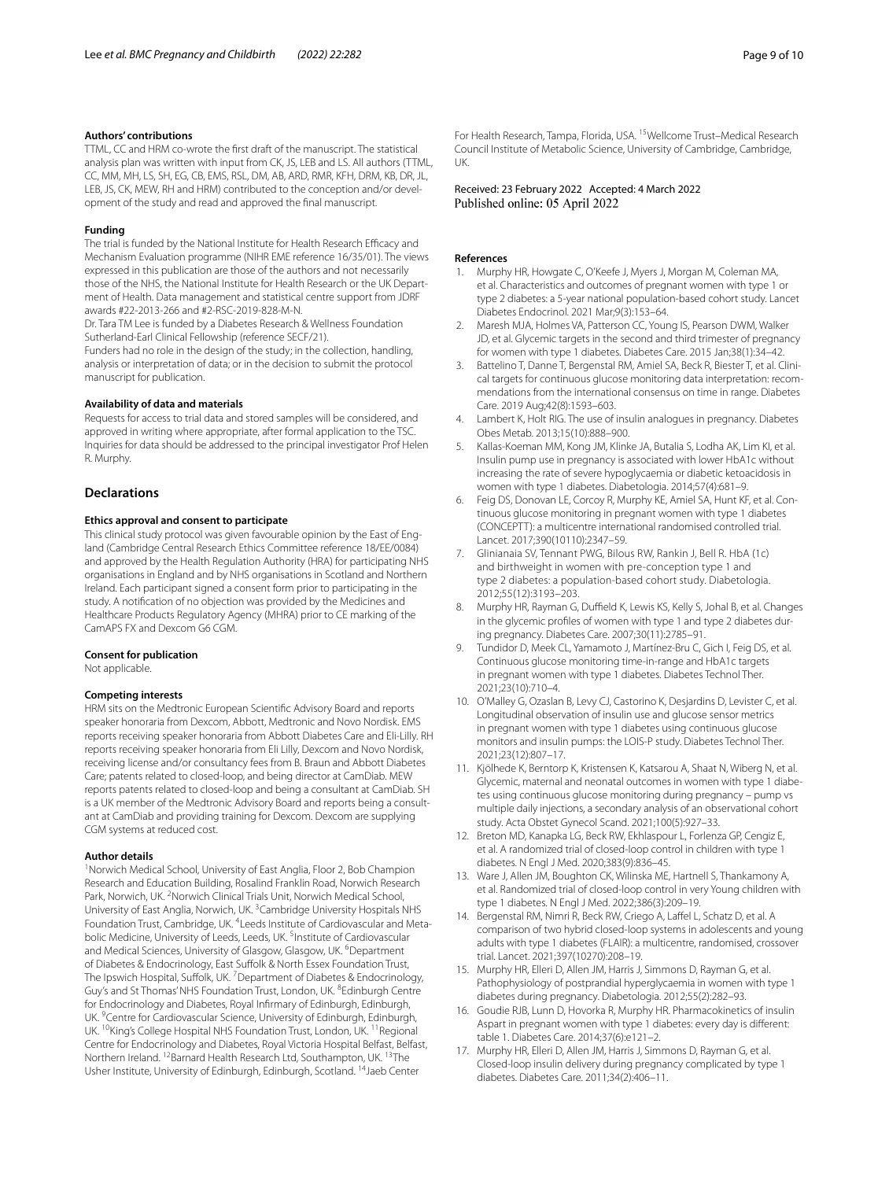#### Authors' contributions

TTML, CC and HRM co-wrote the first draft of the manuscript. The statistical analysis plan was written with input from CK, JS, LEB and LS. All authors (TTML, CC, MM, MH, LS, SH, EG, CB, EMS, RSL, DM, AB, ARD, RMR, KFH, DRM, KB, DR, JL, LEB, JS, CK, MEW, RH and HRM) contributed to the conception and/or development of the study and read and approved the final manuscript.

#### Funding

The trial is funded by the National Institute for Health Research Efficacy and Mechanism Evaluation programme (NIHR EME reference 16/35/01). The views expressed in this publication are those of the authors and not necessarily those of the NHS, the National Institute for Health Research or the UK Department of Health. Data management and statistical centre support from JDRF awards #22-2013-266 and #2-RSC-2019-828-M-N.

Dr. Tara TM Lee is funded by a Diabetes Research & Wellness Foundation Sutherland-Earl Clinical Fellowship (reference SECF/21).

Funders had no role in the design of the study; in the collection, handling, analysis or interpretation of data; or in the decision to submit the protocol manuscript for publication.

#### Availability of data and materials

Requests for access to trial data and stored samples will be considered, and approved in writing where appropriate, after formal application to the TSC. Inquiries for data should be addressed to the principal investigator Prof Helen R. Murphy.

## Declarations

#### Ethics approval and consent to participate

This clinical study protocol was given favourable opinion by the East of England (Cambridge Central Research Ethics Committee reference 18/EE/0084) and approved by the Health Regulation Authority (HRA) for participating NHS organisations in England and by NHS organisations in Scotland and Northern Ireland. Each participant signed a consent form prior to participating in the study. A notification of no objection was provided by the Medicines and Healthcare Products Regulatory Agency (MHRA) prior to CE marking of the CamAPS FX and Dexcom G6 CGM.

#### Consent for publication

Not applicable.

#### Competing interests

HRM sits on the Medtronic European Scientific Advisory Board and reports speaker honoraria from Dexcom, Abbott, Medtronic and Novo Nordisk. EMS reports receiving speaker honoraria from Abbott Diabetes Care and Eli-Lilly. RH reports receiving speaker honoraria from Eli Lilly, Dexcom and Novo Nordisk, receiving license and/or consultancy fees from B. Braun and Abbott Diabetes Care; patents related to closed-loop, and being director at CamDiab. MEW reports patents related to closed-loop and being a consultant at CamDiab. SH is a UK member of the Medtronic Advisory Board and reports being a consultant at CamDiab and providing training for Dexcom. Dexcom are supplying CGM systems at reduced cost.

#### Author details

[1]Norwich Medical School, University of East Anglia, Floor 2, Bob Champion Research and Education Building, Rosalind Franklin Road, Norwich Research Park, Norwich, UK. [2]Norwich Clinical Trials Unit, Norwich Medical School, University of East Anglia, Norwich, UK. [3]Cambridge University Hospitals NHS Foundation Trust, Cambridge, UK. [4]Leeds Institute of Cardiovascular and Metabolic Medicine, University of Leeds, Leeds, UK. [5]Institute of Cardiovascular and Medical Sciences, University of Glasgow, Glasgow, UK. [6]Department of Diabetes & Endocrinology, East Suffolk & North Essex Foundation Trust, The Ipswich Hospital, Suffolk, UK. [7]Department of Diabetes & Endocrinology, Guy's and St Thomas' NHS Foundation Trust, London, UK. [8]Edinburgh Centre for Endocrinology and Diabetes, Royal Infirmary of Edinburgh, Edinburgh, UK. [9]Centre for Cardiovascular Science, University of Edinburgh, Edinburgh, UK. [10]King's College Hospital NHS Foundation Trust, London, UK. [11]Regional Centre for Endocrinology and Diabetes, Royal Victoria Hospital Belfast, Belfast, Northern Ireland. [12]Barnard Health Research Ltd, Southampton, UK. [13]The Usher Institute, University of Edinburgh, Edinburgh, Scotland. [14]Jaeb Center For Health Research, Tampa, Florida, USA. [15]Wellcome Trust–Medical Research Council Institute of Metabolic Science, University of Cambridge, Cambridge, UK.

Received: 23 February 2022 Accepted: 4 March 2022
Published online: 05 April 2022

#### References

1. Murphy HR, Howgate C, O'Keefe J, Myers J, Morgan M, Coleman MA, et al. Characteristics and outcomes of pregnant women with type 1 or type 2 diabetes: a 5-year national population-based cohort study. Lancet Diabetes Endocrinol. 2021 Mar;9(3):153–64.
2. Maresh MJA, Holmes VA, Patterson CC, Young IS, Pearson DWM, Walker JD, et al. Glycemic targets in the second and third trimester of pregnancy for women with type 1 diabetes. Diabetes Care. 2015 Jan;38(1):34–42.
3. Battelino T, Danne T, Bergenstal RM, Amiel SA, Beck R, Biester T, et al. Clinical targets for continuous glucose monitoring data interpretation: recommendations from the international consensus on time in range. Diabetes Care. 2019 Aug;42(8):1593–603.
4. Lambert K, Holt RIG. The use of insulin analogues in pregnancy. Diabetes Obes Metab. 2013;15(10):888–900.
5. Kallas-Koeman MM, Kong JM, Klinke JA, Butalia S, Lodha AK, Lim KI, et al. Insulin pump use in pregnancy is associated with lower HbA1c without increasing the rate of severe hypoglycaemia or diabetic ketoacidosis in women with type 1 diabetes. Diabetologia. 2014;57(4):681–9.
6. Feig DS, Donovan LE, Corcoy R, Murphy KE, Amiel SA, Hunt KF, et al. Continuous glucose monitoring in pregnant women with type 1 diabetes (CONCEPTT): a multicentre international randomised controlled trial. Lancet. 2017;390(10110):2347–59.
7. Glinianaia SV, Tennant PWG, Bilous RW, Rankin J, Bell R. HbA (1c) and birthweight in women with pre-conception type 1 and type 2 diabetes: a population-based cohort study. Diabetologia. 2012;55(12):3193–203.
8. Murphy HR, Rayman G, Duffield K, Lewis KS, Kelly S, Johal B, et al. Changes in the glycemic profiles of women with type 1 and type 2 diabetes during pregnancy. Diabetes Care. 2007;30(11):2785–91.
9. Tundidor D, Meek CL, Yamamoto J, Martínez-Bru C, Gich I, Feig DS, et al. Continuous glucose monitoring time-in-range and HbA1c targets in pregnant women with type 1 diabetes. Diabetes Technol Ther. 2021;23(10):710–4.
10. O'Malley G, Ozaslan B, Levy CJ, Castorino K, Desjardins D, Levister C, et al. Longitudinal observation of insulin use and glucose sensor metrics in pregnant women with type 1 diabetes using continuous glucose monitors and insulin pumps: the LOIS-P study. Diabetes Technol Ther. 2021;23(12):807–17.
11. Kjölhede K, Berntorp K, Kristensen K, Katsarou A, Shaat N, Wiberg N, et al. Glycemic, maternal and neonatal outcomes in women with type 1 diabetes using continuous glucose monitoring during pregnancy – pump vs multiple daily injections, a secondary analysis of an observational cohort study. Acta Obstet Gynecol Scand. 2021;100(5):927–33.
12. Breton MD, Kanapka LG, Beck RW, Ekhlaspour L, Forlenza GP, Cengiz E, et al. A randomized trial of closed-loop control in children with type 1 diabetes. N Engl J Med. 2020;383(9):836–45.
13. Ware J, Allen JM, Boughton CK, Wilinska ME, Hartnell S, Thankamony A, et al. Randomized trial of closed-loop control in very Young children with type 1 diabetes. N Engl J Med. 2022;386(3):209–19.
14. Bergenstal RM, Nimri R, Beck RW, Criego A, Laffel L, Schatz D, et al. A comparison of two hybrid closed-loop systems in adolescents and young adults with type 1 diabetes (FLAIR): a multicentre, randomised, crossover trial. Lancet. 2021;397(10270):208–19.
15. Murphy HR, Elleri D, Allen JM, Harris J, Simmons D, Rayman G, et al. Pathophysiology of postprandial hyperglycaemia in women with type 1 diabetes during pregnancy. Diabetologia. 2012;55(2):282–93.
16. Goudie RJB, Lunn D, Hovorka R, Murphy HR. Pharmacokinetics of insulin Aspart in pregnant women with type 1 diabetes: every day is different: table 1. Diabetes Care. 2014;37(6):e121–2.
17. Murphy HR, Elleri D, Allen JM, Harris J, Simmons D, Rayman G, et al. Closed-loop insulin delivery during pregnancy complicated by type 1 diabetes. Diabetes Care. 2011;34(2):406–11.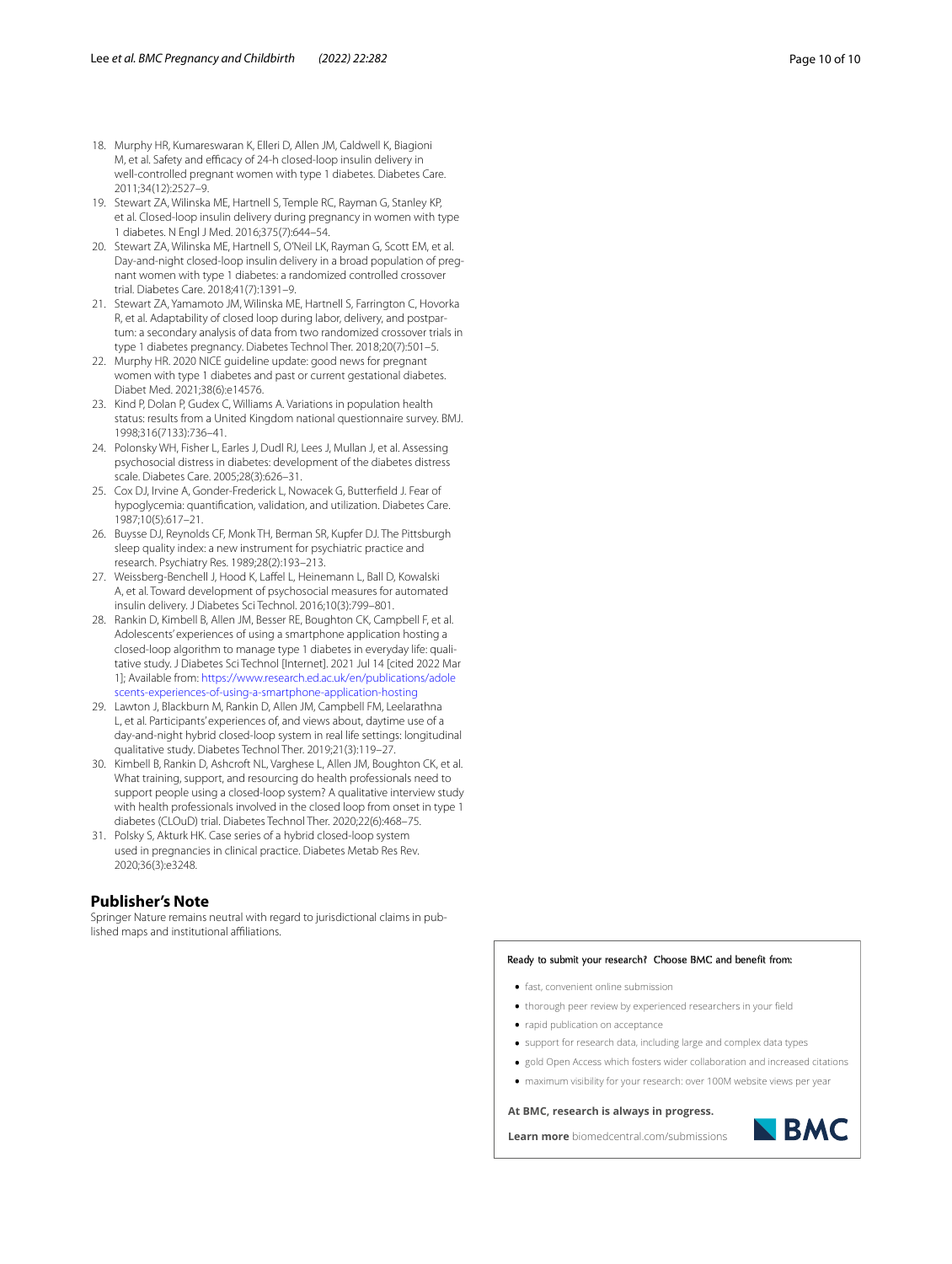18. Murphy HR, Kumareswaran K, Elleri D, Allen JM, Caldwell K, Biagioni M, et al. Safety and efficacy of 24-h closed-loop insulin delivery in well-controlled pregnant women with type 1 diabetes. Diabetes Care. 2011;34(12):2527–9.
19. Stewart ZA, Wilinska ME, Hartnell S, Temple RC, Rayman G, Stanley KP, et al. Closed-loop insulin delivery during pregnancy in women with type 1 diabetes. N Engl J Med. 2016;375(7):644–54.
20. Stewart ZA, Wilinska ME, Hartnell S, O'Neil LK, Rayman G, Scott EM, et al. Day-and-night closed-loop insulin delivery in a broad population of pregnant women with type 1 diabetes: a randomized controlled crossover trial. Diabetes Care. 2018;41(7):1391–9.
21. Stewart ZA, Yamamoto JM, Wilinska ME, Hartnell S, Farrington C, Hovorka R, et al. Adaptability of closed loop during labor, delivery, and postpartum: a secondary analysis of data from two randomized crossover trials in type 1 diabetes pregnancy. Diabetes Technol Ther. 2018;20(7):501–5.
22. Murphy HR. 2020 NICE guideline update: good news for pregnant women with type 1 diabetes and past or current gestational diabetes. Diabet Med. 2021;38(6):e14576.
23. Kind P, Dolan P, Gudex C, Williams A. Variations in population health status: results from a United Kingdom national questionnaire survey. BMJ. 1998;316(7133):736–41.
24. Polonsky WH, Fisher L, Earles J, Dudl RJ, Lees J, Mullan J, et al. Assessing psychosocial distress in diabetes: development of the diabetes distress scale. Diabetes Care. 2005;28(3):626–31.
25. Cox DJ, Irvine A, Gonder-Frederick L, Nowacek G, Butterfield J. Fear of hypoglycemia: quantification, validation, and utilization. Diabetes Care. 1987;10(5):617–21.
26. Buysse DJ, Reynolds CF, Monk TH, Berman SR, Kupfer DJ. The Pittsburgh sleep quality index: a new instrument for psychiatric practice and research. Psychiatry Res. 1989;28(2):193–213.
27. Weissberg-Benchell J, Hood K, Laffel L, Heinemann L, Ball D, Kowalski A, et al. Toward development of psychosocial measures for automated insulin delivery. J Diabetes Sci Technol. 2016;10(3):799–801.
28. Rankin D, Kimbell B, Allen JM, Besser RE, Boughton CK, Campbell F, et al. Adolescents' experiences of using a smartphone application hosting a closed-loop algorithm to manage type 1 diabetes in everyday life: qualitative study. J Diabetes Sci Technol [Internet]. 2021 Jul 14 [cited 2022 Mar 1]; Available from: https://www.research.ed.ac.uk/en/publications/adolescents-experiences-of-using-a-smartphone-application-hosting
29. Lawton J, Blackburn M, Rankin D, Allen JM, Campbell FM, Leelarathna L, et al. Participants' experiences of, and views about, daytime use of a day-and-night hybrid closed-loop system in real life settings: longitudinal qualitative study. Diabetes Technol Ther. 2019;21(3):119–27.
30. Kimbell B, Rankin D, Ashcroft NL, Varghese L, Allen JM, Boughton CK, et al. What training, support, and resourcing do health professionals need to support people using a closed-loop system? A qualitative interview study with health professionals involved in the closed loop from onset in type 1 diabetes (CLOuD) trial. Diabetes Technol Ther. 2020;22(6):468–75.
31. Polsky S, Akturk HK. Case series of a hybrid closed-loop system used in pregnancies in clinical practice. Diabetes Metab Res Rev. 2020;36(3):e3248.

## Publisher's Note

Springer Nature remains neutral with regard to jurisdictional claims in published maps and institutional affiliations.

Ready to submit your research? Choose BMC and benefit from:

- fast, convenient online submission
- thorough peer review by experienced researchers in your field
- rapid publication on acceptance
- support for research data, including large and complex data types
- gold Open Access which fosters wider collaboration and increased citations
- maximum visibility for your research: over 100M website views per year

**At BMC, research is always in progress.**

**Learn more** biomedcentral.com/submissions

BMC